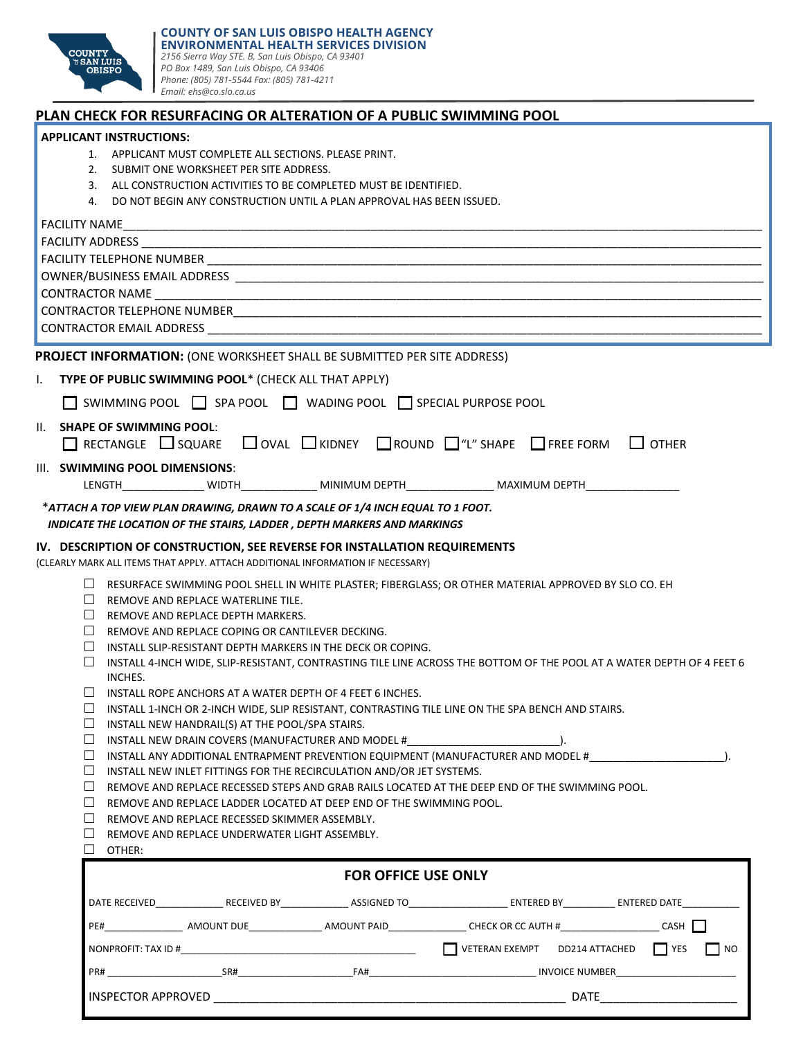**COUNTY OF SAN LUIS OBISPO HEALTH AGENCY**
**ENVIRONMENTAL HEALTH SERVICES DIVISION**
*2156 Sierra Way STE. B, San Luis Obispo, CA 93401*
*PO Box 1489, San Luis Obispo, CA 93406*
*Phone: (805) 781-5544 Fax: (805) 781-4211*
*Email: ehs@co.slo.ca.us*

## PLAN CHECK FOR RESURFACING OR ALTERATION OF A PUBLIC SWIMMING POOL

**APPLICANT INSTRUCTIONS:**

1. APPLICANT MUST COMPLETE ALL SECTIONS. PLEASE PRINT.
2. SUBMIT ONE WORKSHEET PER SITE ADDRESS.
3. ALL CONSTRUCTION ACTIVITIES TO BE COMPLETED MUST BE IDENTIFIED.
4. DO NOT BEGIN ANY CONSTRUCTION UNTIL A PLAN APPROVAL HAS BEEN ISSUED.

FACILITY NAME___________________________

FACILITY ADDRESS ___________________________

FACILITY TELEPHONE NUMBER ___________________________

OWNER/BUSINESS EMAIL ADDRESS ___________________________

CONTRACTOR NAME ___________________________

CONTRACTOR TELEPHONE NUMBER___________________________

CONTRACTOR EMAIL ADDRESS ___________________________

**PROJECT INFORMATION:** (ONE WORKSHEET SHALL BE SUBMITTED PER SITE ADDRESS)

I. **TYPE OF PUBLIC SWIMMING POOL*** (CHECK ALL THAT APPLY)

☐ SWIMMING POOL ☐ SPA POOL ☐ WADING POOL ☐ SPECIAL PURPOSE POOL

II. **SHAPE OF SWIMMING POOL**:

☐ RECTANGLE ☐ SQUARE ☐ OVAL ☐ KIDNEY ☐ ROUND ☐ "L" SHAPE ☐ FREE FORM ☐ OTHER

III. **SWIMMING POOL DIMENSIONS**:

LENGTH_____________ WIDTH____________ MINIMUM DEPTH______________ MAXIMUM DEPTH_______________

****ATTACH A TOP VIEW PLAN DRAWING, DRAWN TO A SCALE OF 1/4 INCH EQUAL TO 1 FOOT.***
***INDICATE THE LOCATION OF THE STAIRS, LADDER , DEPTH MARKERS AND MARKINGS***

**IV. DESCRIPTION OF CONSTRUCTION, SEE REVERSE FOR INSTALLATION REQUIREMENTS**

(CLEARLY MARK ALL ITEMS THAT APPLY. ATTACH ADDITIONAL INFORMATION IF NECESSARY)

- ☐ RESURFACE SWIMMING POOL SHELL IN WHITE PLASTER; FIBERGLASS; OR OTHER MATERIAL APPROVED BY SLO CO. EH
- ☐ REMOVE AND REPLACE WATERLINE TILE.
- ☐ REMOVE AND REPLACE DEPTH MARKERS.
- ☐ REMOVE AND REPLACE COPING OR CANTILEVER DECKING.
- ☐ INSTALL SLIP-RESISTANT DEPTH MARKERS IN THE DECK OR COPING.
- ☐ INSTALL 4-INCH WIDE, SLIP-RESISTANT, CONTRASTING TILE LINE ACROSS THE BOTTOM OF THE POOL AT A WATER DEPTH OF 4 FEET 6 INCHES.
- ☐ INSTALL ROPE ANCHORS AT A WATER DEPTH OF 4 FEET 6 INCHES.
- ☐ INSTALL 1-INCH OR 2-INCH WIDE, SLIP RESISTANT, CONTRASTING TILE LINE ON THE SPA BENCH AND STAIRS.
- ☐ INSTALL NEW HANDRAIL(S) AT THE POOL/SPA STAIRS.
- ☐ INSTALL NEW DRAIN COVERS (MANUFACTURER AND MODEL #________________________).
- ☐ INSTALL ANY ADDITIONAL ENTRAPMENT PREVENTION EQUIPMENT (MANUFACTURER AND MODEL #_____________________).
- ☐ INSTALL NEW INLET FITTINGS FOR THE RECIRCULATION AND/OR JET SYSTEMS.
- ☐ REMOVE AND REPLACE RECESSED STEPS AND GRAB RAILS LOCATED AT THE DEEP END OF THE SWIMMING POOL.
- ☐ REMOVE AND REPLACE LADDER LOCATED AT DEEP END OF THE SWIMMING POOL.
- ☐ REMOVE AND REPLACE RECESSED SKIMMER ASSEMBLY.
- ☐ REMOVE AND REPLACE UNDERWATER LIGHT ASSEMBLY.
- ☐ OTHER:

### FOR OFFICE USE ONLY

DATE RECEIVED____________ RECEIVED BY____________ ASSIGNED TO__________________ ENTERED BY_________ ENTERED DATE__________

PE#______________ AMOUNT DUE_____________ AMOUNT PAID______________ CHECK OR CC AUTH #__________________ CASH ☐

NONPROFIT: TAX ID #_________________________________________ ☐ VETERAN EXEMPT DD214 ATTACHED ☐ YES ☐ NO

PR# ____________________ SR#_____________________ FA#______________________________ INVOICE NUMBER______________________

INSPECTOR APPROVED ________________________________________________________ DATE_____________________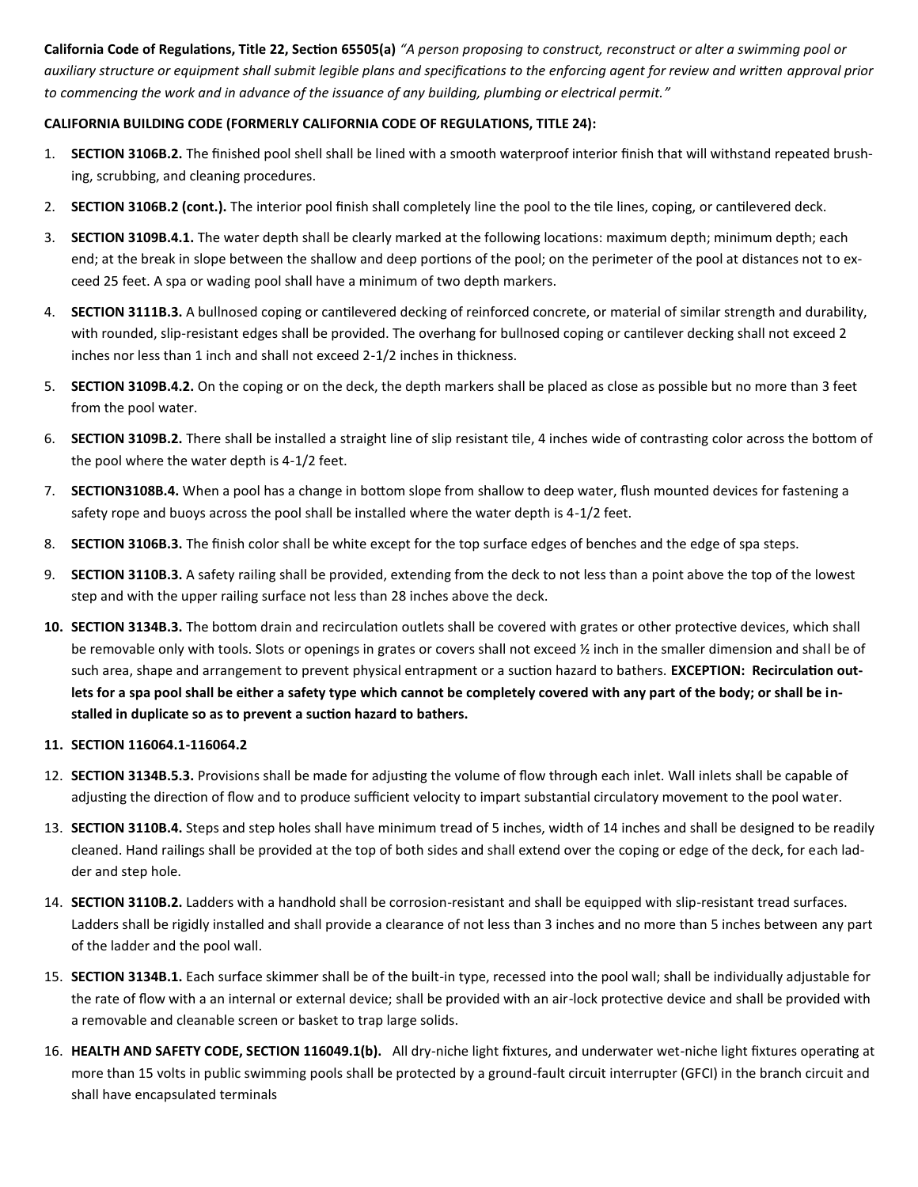**California Code of Regulations, Title 22, Section 65505(a)** *"A person proposing to construct, reconstruct or alter a swimming pool or auxiliary structure or equipment shall submit legible plans and specifications to the enforcing agent for review and written approval prior to commencing the work and in advance of the issuance of any building, plumbing or electrical permit."*

**CALIFORNIA BUILDING CODE (FORMERLY CALIFORNIA CODE OF REGULATIONS, TITLE 24):**

1. **SECTION 3106B.2.** The finished pool shell shall be lined with a smooth waterproof interior finish that will withstand repeated brushing, scrubbing, and cleaning procedures.
2. **SECTION 3106B.2 (cont.).** The interior pool finish shall completely line the pool to the tile lines, coping, or cantilevered deck.
3. **SECTION 3109B.4.1.** The water depth shall be clearly marked at the following locations: maximum depth; minimum depth; each end; at the break in slope between the shallow and deep portions of the pool; on the perimeter of the pool at distances not to exceed 25 feet. A spa or wading pool shall have a minimum of two depth markers.
4. **SECTION 3111B.3.** A bullnosed coping or cantilevered decking of reinforced concrete, or material of similar strength and durability, with rounded, slip-resistant edges shall be provided. The overhang for bullnosed coping or cantilever decking shall not exceed 2 inches nor less than 1 inch and shall not exceed 2-1/2 inches in thickness.
5. **SECTION 3109B.4.2.** On the coping or on the deck, the depth markers shall be placed as close as possible but no more than 3 feet from the pool water.
6. **SECTION 3109B.2.** There shall be installed a straight line of slip resistant tile, 4 inches wide of contrasting color across the bottom of the pool where the water depth is 4-1/2 feet.
7. **SECTION3108B.4.** When a pool has a change in bottom slope from shallow to deep water, flush mounted devices for fastening a safety rope and buoys across the pool shall be installed where the water depth is 4-1/2 feet.
8. **SECTION 3106B.3.** The finish color shall be white except for the top surface edges of benches and the edge of spa steps.
9. **SECTION 3110B.3.** A safety railing shall be provided, extending from the deck to not less than a point above the top of the lowest step and with the upper railing surface not less than 28 inches above the deck.
10. **SECTION 3134B.3.** The bottom drain and recirculation outlets shall be covered with grates or other protective devices, which shall be removable only with tools. Slots or openings in grates or covers shall not exceed ½ inch in the smaller dimension and shall be of such area, shape and arrangement to prevent physical entrapment or a suction hazard to bathers. **EXCEPTION: Recirculation outlets for a spa pool shall be either a safety type which cannot be completely covered with any part of the body; or shall be installed in duplicate so as to prevent a suction hazard to bathers.**
11. **SECTION 116064.1-116064.2**
12. **SECTION 3134B.5.3.** Provisions shall be made for adjusting the volume of flow through each inlet. Wall inlets shall be capable of adjusting the direction of flow and to produce sufficient velocity to impart substantial circulatory movement to the pool water.
13. **SECTION 3110B.4.** Steps and step holes shall have minimum tread of 5 inches, width of 14 inches and shall be designed to be readily cleaned. Hand railings shall be provided at the top of both sides and shall extend over the coping or edge of the deck, for each ladder and step hole.
14. **SECTION 3110B.2.** Ladders with a handhold shall be corrosion-resistant and shall be equipped with slip-resistant tread surfaces. Ladders shall be rigidly installed and shall provide a clearance of not less than 3 inches and no more than 5 inches between any part of the ladder and the pool wall.
15. **SECTION 3134B.1.** Each surface skimmer shall be of the built-in type, recessed into the pool wall; shall be individually adjustable for the rate of flow with a an internal or external device; shall be provided with an air-lock protective device and shall be provided with a removable and cleanable screen or basket to trap large solids.
16. **HEALTH AND SAFETY CODE, SECTION 116049.1(b).** All dry-niche light fixtures, and underwater wet-niche light fixtures operating at more than 15 volts in public swimming pools shall be protected by a ground-fault circuit interrupter (GFCI) in the branch circuit and shall have encapsulated terminals